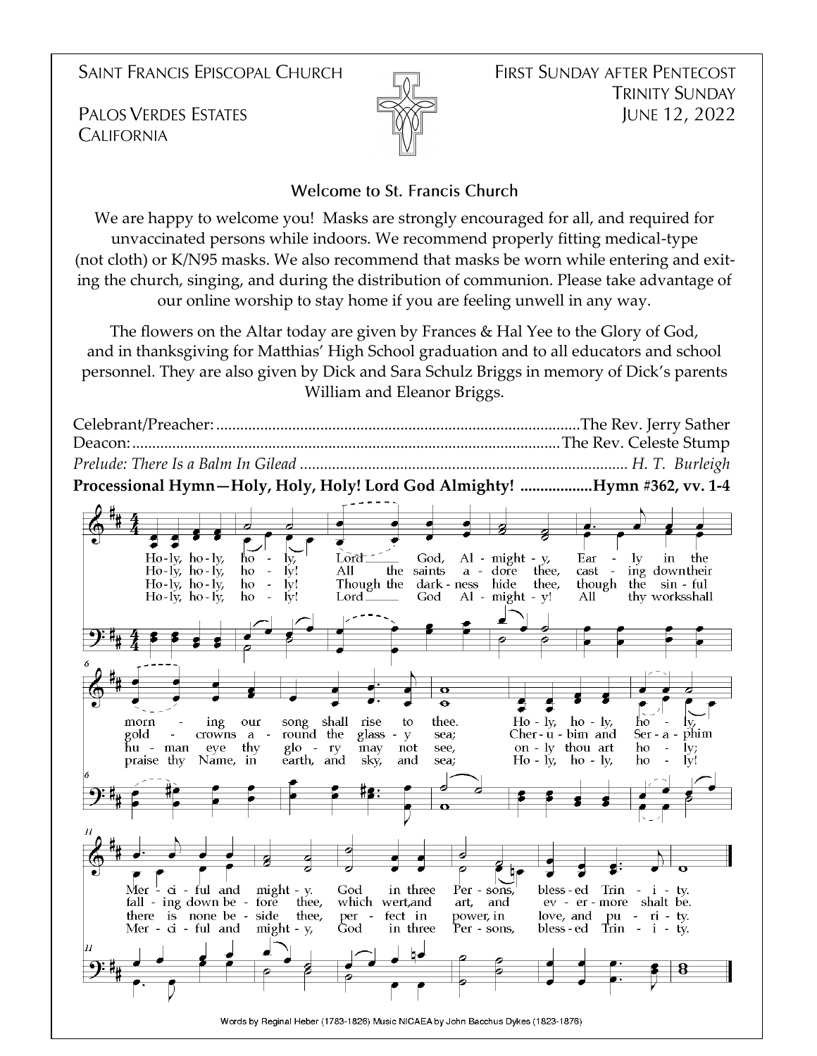SAINT FRANCIS EPISCOPAL CHURCH

PALOS VERDES ESTATES
CALIFORNIA

FIRST SUNDAY AFTER PENTECOST
TRINITY SUNDAY
JUNE 12, 2022

## Welcome to St. Francis Church

We are happy to welcome you! Masks are strongly encouraged for all, and required for unvaccinated persons while indoors. We recommend properly fitting medical-type (not cloth) or K/N95 masks. We also recommend that masks be worn while entering and exiting the church, singing, and during the distribution of communion. Please take advantage of our online worship to stay home if you are feeling unwell in any way.

The flowers on the Altar today are given by Frances & Hal Yee to the Glory of God, and in thanksgiving for Matthias' High School graduation and to all educators and school personnel. They are also given by Dick and Sara Schulz Briggs in memory of Dick's parents William and Eleanor Briggs.

Celebrant/Preacher:........................................................................................The Rev. Jerry Sather
Deacon:........................................................................................................The Rev. Celeste Stump
*Prelude: There Is a Balm In Gilead ................................................................................ H. T. Burleigh*

**Processional Hymn—Holy, Holy, Holy! Lord God Almighty! ..................Hymn #362, vv. 1-4**

Holy, holy, holy, Lord God, Almighty, Early in the morning our song shall rise to thee.
Holy, holy, holy, Merciful and mighty. God in three Persons, blessed Trinity.

Holy, holy, holy! All the saints adore thee, casting down their golden crowns around the glassy sea;
Cherubim and Seraphim falling down before thee, which wert, and art, and evermore shalt be.

Holy, holy, holy! Though the darkness hide thee, though the sinful human eye thy glory may not see,
only thou art holy; there is none beside thee, perfect in power, in love, and purity.

Holy, holy, holy! Lord God Almighty! All thy works shall praise thy Name, in earth, and sky, and sea;
Holy, holy, holy, Merciful and mighty, God in three Persons, blessed Trinity.

Words by Reginal Heber (1783-1826) Music NICAEA by John Bacchus Dykes (1823-1876)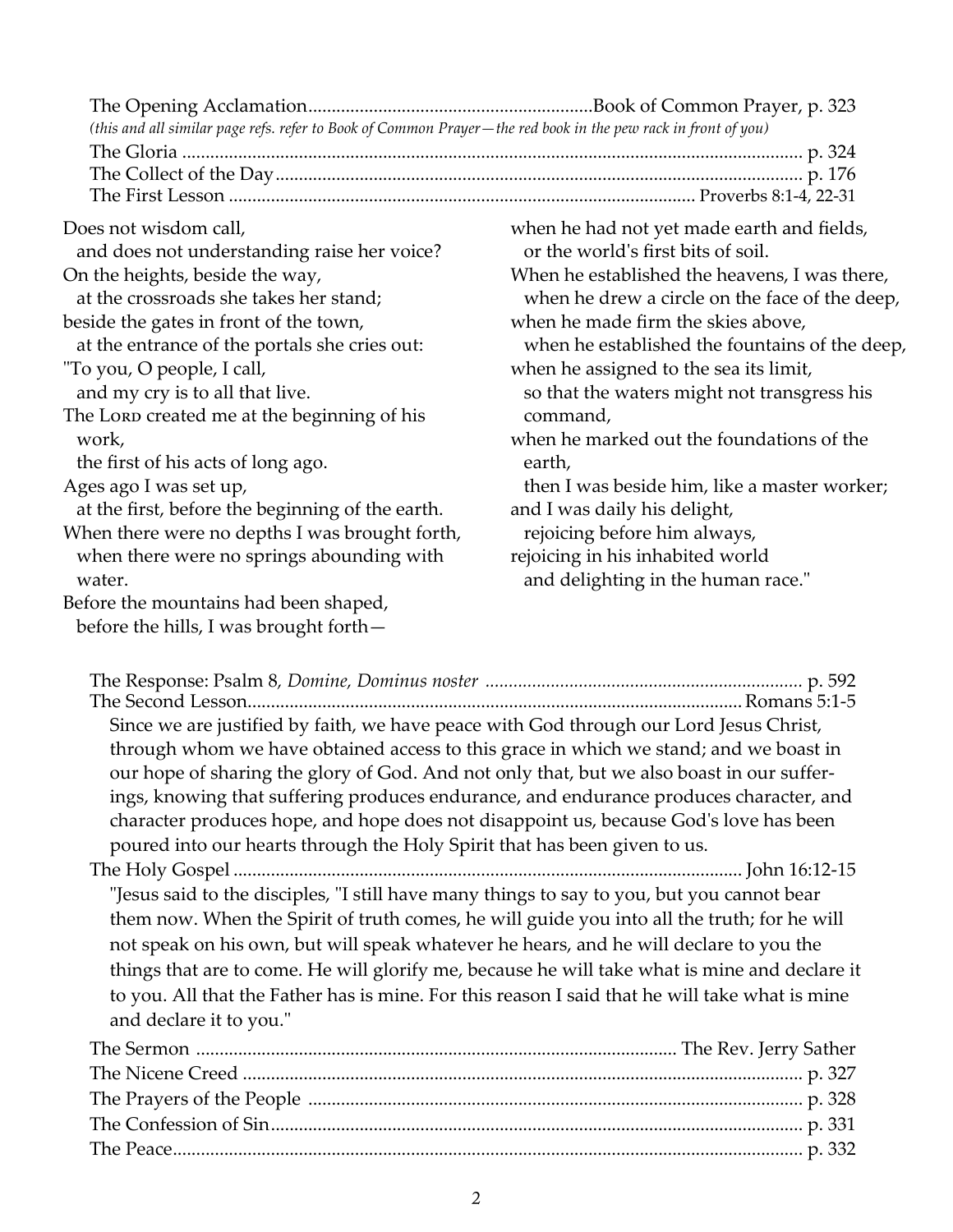The Opening Acclamation............................................................Book of Common Prayer, p. 323

*(this and all similar page refs. refer to Book of Common Prayer—the red book in the pew rack in front of you)*

The Gloria .................................................................................................................... p. 324

The Collect of the Day................................................................................................ p. 176

The First Lesson ................................................................................................... Proverbs 8:1-4, 22-31

Does not wisdom call,
  and does not understanding raise her voice?
On the heights, beside the way,
  at the crossroads she takes her stand;
beside the gates in front of the town,
  at the entrance of the portals she cries out:
"To you, O people, I call,
  and my cry is to all that live.
The Lord created me at the beginning of his work,
  the first of his acts of long ago.
Ages ago I was set up,
  at the first, before the beginning of the earth.
When there were no depths I was brought forth,
  when there were no springs abounding with water.
Before the mountains had been shaped,
  before the hills, I was brought forth—
when he had not yet made earth and fields,
  or the world's first bits of soil.
When he established the heavens, I was there,
  when he drew a circle on the face of the deep,
when he made firm the skies above,
  when he established the fountains of the deep,
when he assigned to the sea its limit,
  so that the waters might not transgress his command,
when he marked out the foundations of the earth,
  then I was beside him, like a master worker;
and I was daily his delight,
  rejoicing before him always,
rejoicing in his inhabited world
  and delighting in the human race."

The Response: Psalm 8, *Domine, Dominus noster* .................................................................... p. 592

The Second Lesson....................................................................................................... Romans 5:1-5

Since we are justified by faith, we have peace with God through our Lord Jesus Christ, through whom we have obtained access to this grace in which we stand; and we boast in our hope of sharing the glory of God. And not only that, but we also boast in our sufferings, knowing that suffering produces endurance, and endurance produces character, and character produces hope, and hope does not disappoint us, because God's love has been poured into our hearts through the Holy Spirit that has been given to us.

The Holy Gospel .......................................................................................................... John 16:12-15

"Jesus said to the disciples, "I still have many things to say to you, but you cannot bear them now. When the Spirit of truth comes, he will guide you into all the truth; for he will not speak on his own, but will speak whatever he hears, and he will declare to you the things that are to come. He will glorify me, because he will take what is mine and declare it to you. All that the Father has is mine. For this reason I said that he will take what is mine and declare it to you."

The Sermon ................................................................................................... The Rev. Jerry Sather

The Nicene Creed ........................................................................................................ p. 327

The Prayers of the People .......................................................................................... p. 328

The Confession of Sin................................................................................................. p. 331

The Peace...................................................................................................................... p. 332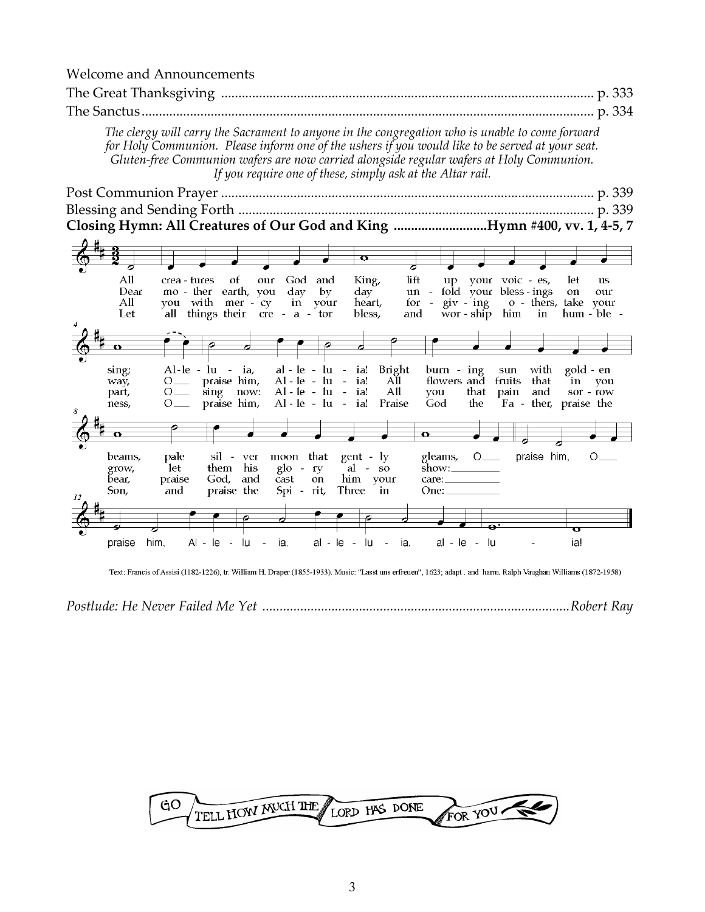Welcome and Announcements

The Great Thanksgiving ............................................................................................. p. 333

The Sanctus.................................................................................................................. p. 334

*The clergy will carry the Sacrament to anyone in the congregation who is unable to come forward for Holy Communion. Please inform one of the ushers if you would like to be served at your seat. Gluten-free Communion wafers are now carried alongside regular wafers at Holy Communion. If you require one of these, simply ask at the Altar rail.*

Post Communion Prayer ............................................................................................. p. 339

Blessing and Sending Forth ........................................................................................ p. 339

**Closing Hymn: All Creatures of Our God and King ..........................Hymn #400, vv. 1, 4-5, 7**

1. All creatures of our God and King, lift up your voices, let us sing; Alleluia, alleluia! Bright burning sun with golden beams, pale silver moon that gently gleams, O praise him, O praise him, Alleluia, alleluia, alleluia!
2. Dear mother earth, you day by day unfold your blessings on our way, O praise him, Alleluia! All flowers and fruits that in you grow, let them his glory also show:
3. All you with mercy in your heart, forgiving others, take your part, O sing now: Alleluia! All you that pain and sorrow bear, praise God, and cast on him your care:
4. Let all things their creator bless, and worship him in humbleness, O praise him, Alleluia! Praise God the Father, praise the Son, and praise the Spirit, Three in One:

Text: Francis of Assisi (1182-1226), tr. William H. Draper (1855-1933). Music: "Lasst uns erfreuen", 1623; adapt . and harm. Ralph Vaughan Williams (1872-1958)

*Postlude: He Never Failed Me Yet ......................................................................................Robert Ray*

GO TELL HOW MUCH THE LORD HAS DONE FOR YOU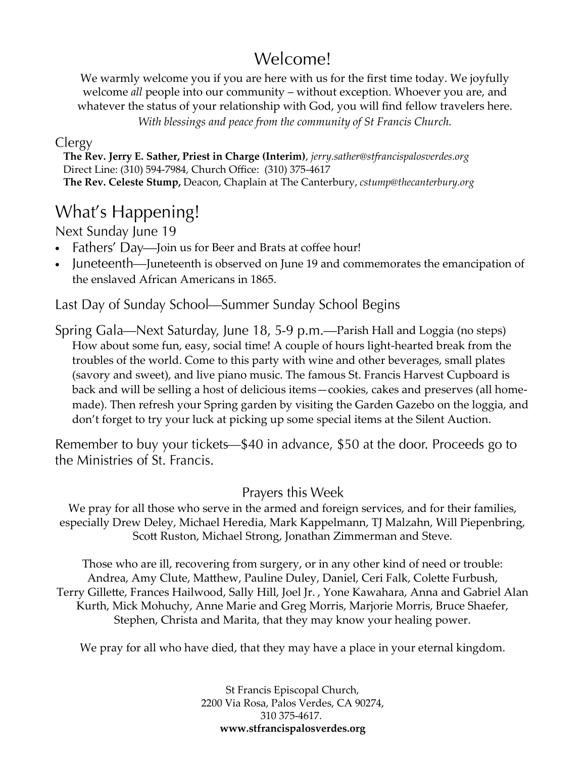# Welcome!

We warmly welcome you if you are here with us for the first time today. We joyfully welcome *all* people into our community – without exception. Whoever you are, and whatever the status of your relationship with God, you will find fellow travelers here.

*With blessings and peace from the community of St Francis Church.*

## Clergy

**The Rev. Jerry E. Sather, Priest in Charge (Interim)**, *jerry.sather@stfrancispalosverdes.org*
Direct Line: (310) 594-7984, Church Office: (310) 375-4617
**The Rev. Celeste Stump,** Deacon, Chaplain at The Canterbury, *cstump@thecanterbury.org*

# What's Happening!

## Next Sunday June 19

- Fathers' Day—Join us for Beer and Brats at coffee hour!
- Juneteenth—Juneteenth is observed on June 19 and commemorates the emancipation of the enslaved African Americans in 1865.

## Last Day of Sunday School—Summer Sunday School Begins

## Spring Gala—Next Saturday, June 18, 5-9 p.m.—Parish Hall and Loggia (no steps)

How about some fun, easy, social time! A couple of hours light-hearted break from the troubles of the world. Come to this party with wine and other beverages, small plates (savory and sweet), and live piano music. The famous St. Francis Harvest Cupboard is back and will be selling a host of delicious items—cookies, cakes and preserves (all home-made). Then refresh your Spring garden by visiting the Garden Gazebo on the loggia, and don't forget to try your luck at picking up some special items at the Silent Auction.

Remember to buy your tickets—$40 in advance, $50 at the door. Proceeds go to the Ministries of St. Francis.

## Prayers this Week

We pray for all those who serve in the armed and foreign services, and for their families, especially Drew Deley, Michael Heredia, Mark Kappelmann, TJ Malzahn, Will Piepenbring, Scott Ruston, Michael Strong, Jonathan Zimmerman and Steve.

Those who are ill, recovering from surgery, or in any other kind of need or trouble: Andrea, Amy Clute, Matthew, Pauline Duley, Daniel, Ceri Falk, Colette Furbush, Terry Gillette, Frances Hailwood, Sally Hill, Joel Jr. , Yone Kawahara, Anna and Gabriel Alan Kurth, Mick Mohuchy, Anne Marie and Greg Morris, Marjorie Morris, Bruce Shaefer, Stephen, Christa and Marita, that they may know your healing power.

We pray for all who have died, that they may have a place in your eternal kingdom.

St Francis Episcopal Church,
2200 Via Rosa, Palos Verdes, CA 90274,
310 375-4617.
**www.stfrancispalosverdes.org**